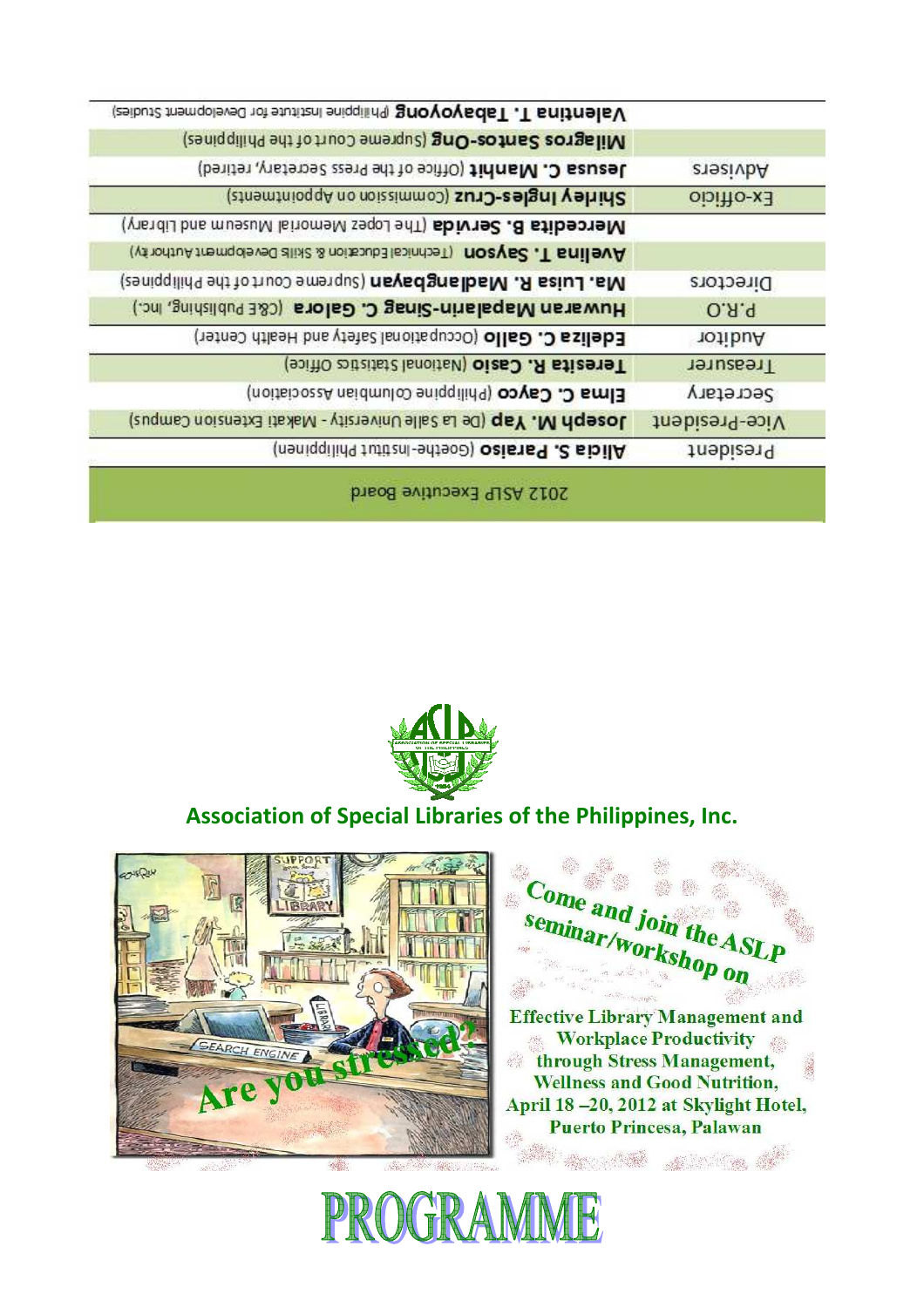## 2012 ASLP Executive Board

| Position | Name |
|---|---|
| President | **Alicia S. Paraiso** (Goethe-Insitut Philippinen) |
| Vice-President | **Joseph M. Yap** (De La Salle University - Makati Extension Campus) |
| Secretary | **Elma C. Cayco** (Philippine Columbian Association) |
| Treasurer | **Teresita R. Casio** (National Statistics Office) |
| Auditor | **Edeliza C. Gallo** (Occupational Safety and Health Center) |
| P.R.O | **Huwaran Mapalerin-Sinag C. Galora** (C&E Publishing, Inc.) |
| Directors | **Ma. Luisa R. Madlangbayan** (Supreme Court of the Philippines) |
| | **Avelina T. Sayson** (Technical Education & Skills Development Authority) |
| | **Mercedita B. Servida** (The Lopez Memorial Museum and Library) |
| Ex-officio | **Shirley Ingles-Cruz** (Commission on Appointments) |
| Advisers | **Jesusa C. Manhit** (Office of the Press Secretary, retired) |
| | **Milagros Santos-Ong** (Supreme Court of the Philippines) |
| | **Valentina T. Tabayoyong** (Philippine Institute for Development Studies) |

## Association of Special Libraries of the Philippines, Inc.

Are you stressed?

Come and join the ASLP seminar/workshop on

**Effective Library Management and Workplace Productivity through Stress Management, Wellness and Good Nutrition, April 18 –20, 2012 at Skylight Hotel, Puerto Princesa, Palawan**

# PROGRAMME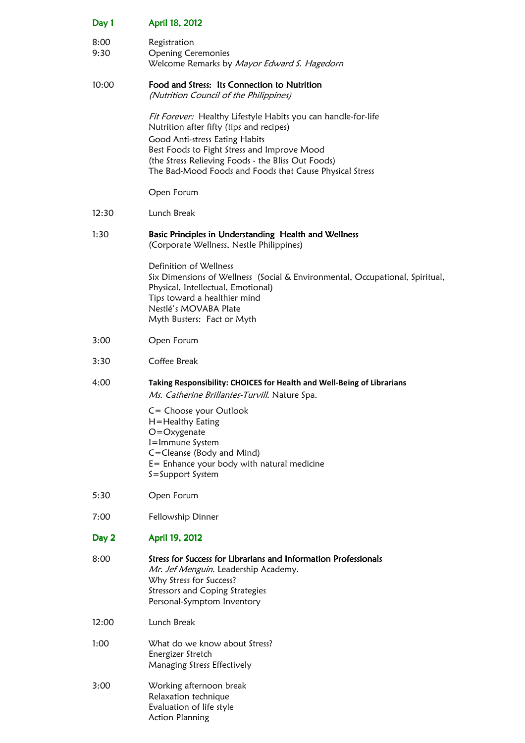## Day 1 — April 18, 2012

| | |
|---|---|
| 8:00 | Registration |
| 9:30 | Opening Ceremonies<br>Welcome Remarks by *Mayor Edward S. Hagedorn* |
| 10:00 | **Food and Stress: Its Connection to Nutrition**<br>*(Nutrition Council of the Philippines)*<br><br>*Fit Forever:* Healthy Lifestyle Habits you can handle-for-life<br>Nutrition after fifty (tips and recipes)<br>Good Anti-stress Eating Habits<br>Best Foods to Fight Stress and Improve Mood<br>(the Stress Relieving Foods - the Bliss Out Foods)<br>The Bad-Mood Foods and Foods that Cause Physical Stress<br><br>Open Forum |
| 12:30 | Lunch Break |
| 1:30 | **Basic Principles in Understanding Health and Wellness**<br>(Corporate Wellness, Nestle Philippines)<br><br>Definition of Wellness<br>Six Dimensions of Wellness (Social & Environmental, Occupational, Spiritual, Physical, Intellectual, Emotional)<br>Tips toward a healthier mind<br>Nestlé's MOVABA Plate<br>Myth Busters: Fact or Myth |
| 3:00 | Open Forum |
| 3:30 | Coffee Break |
| 4:00 | **Taking Responsibility: CHOICES for Health and Well-Being of Librarians**<br>*Ms. Catherine Brillantes-Turvill*. Nature Spa.<br><br>C= Choose your Outlook<br>H=Healthy Eating<br>O=Oxygenate<br>I=Immune System<br>C=Cleanse (Body and Mind)<br>E= Enhance your body with natural medicine<br>S=Support System |
| 5:30 | Open Forum |
| 7:00 | Fellowship Dinner |

## Day 2 — April 19, 2012

| | |
|---|---|
| 8:00 | **Stress for Success for Librarians and Information Professionals**<br>*Mr. Jef Menguin*. Leadership Academy.<br>Why Stress for Success?<br>Stressors and Coping Strategies<br>Personal-Symptom Inventory |
| 12:00 | Lunch Break |
| 1:00 | What do we know about Stress?<br>Energizer Stretch<br>Managing Stress Effectively |
| 3:00 | Working afternoon break<br>Relaxation technique<br>Evaluation of life style<br>Action Planning |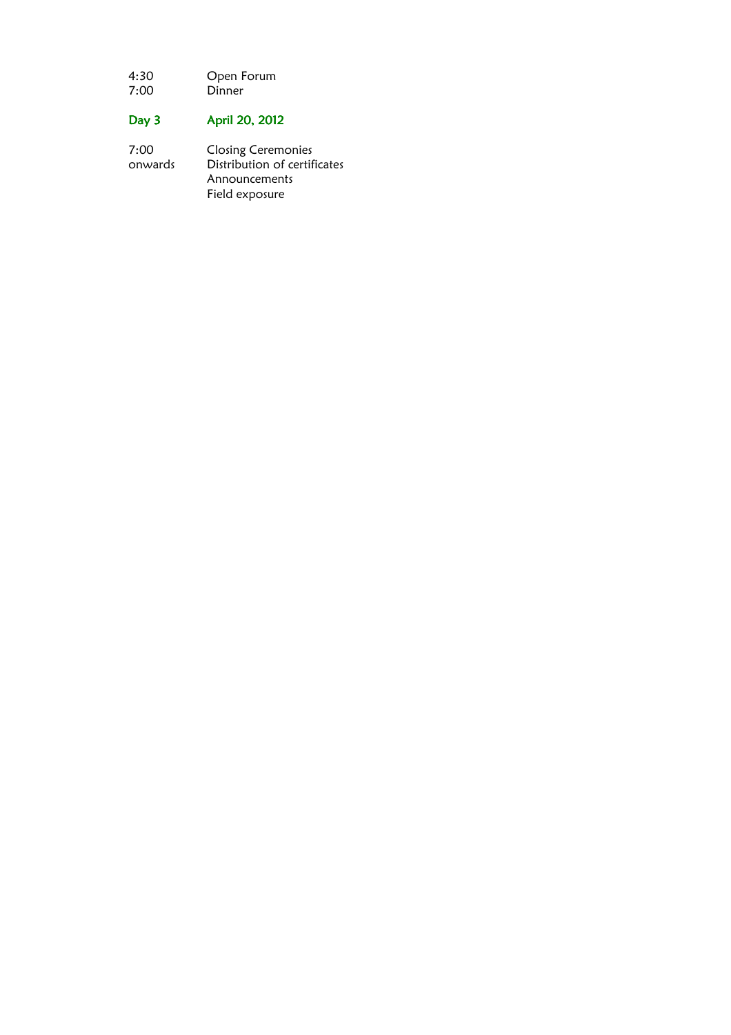| | |
|---|---|
| 4:30 | Open Forum |
| 7:00 | Dinner |

**Day 3 April 20, 2012**

| | |
|---|---|
| 7:00 onwards | Closing Ceremonies<br>Distribution of certificates<br>Announcements<br>Field exposure |